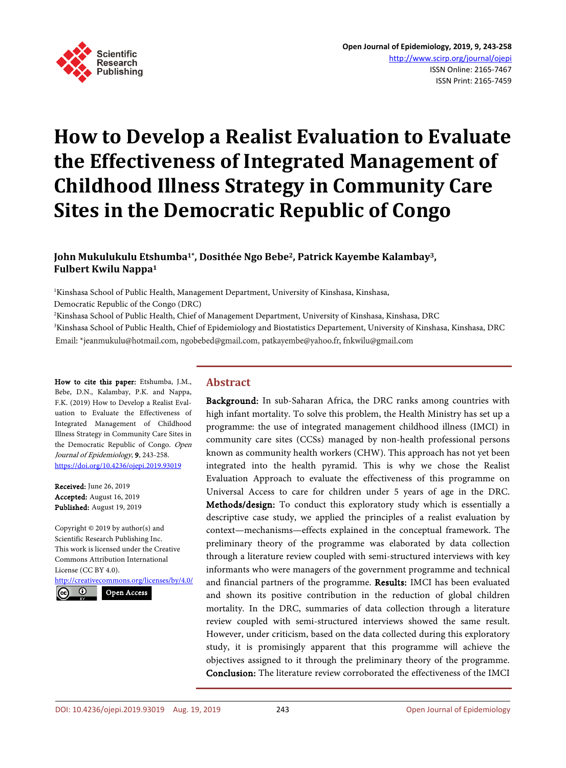# How to Develop a Realist Evaluation to Evaluate the Effectiveness of Integrated Management of Childhood Illness Strategy in Community Care Sites in the Democratic Republic of Congo

**John Mukulukulu Etshumba[1*], Dosithée Ngo Bebe[2], Patrick Kayembe Kalambay[3], Fulbert Kwilu Nappa[1]**

[1]Kinshasa School of Public Health, Management Department, University of Kinshasa, Kinshasa, Democratic Republic of the Congo (DRC)

[2]Kinshasa School of Public Health, Chief of Management Department, University of Kinshasa, Kinshasa, DRC

[3]Kinshasa School of Public Health, Chief of Epidemiology and Biostatistics Departement, University of Kinshasa, Kinshasa, DRC

Email: *jeanmukulu@hotmail.com, ngobebed@gmail.com, patkayembe@yahoo.fr, fnkwilu@gmail.com

**How to cite this paper:** Etshumba, J.M., Bebe, D.N., Kalambay, P.K. and Nappa, F.K. (2019) How to Develop a Realist Evaluation to Evaluate the Effectiveness of Integrated Management of Childhood Illness Strategy in Community Care Sites in the Democratic Republic of Congo. *Open Journal of Epidemiology*, **9**, 243-258.
https://doi.org/10.4236/ojepi.2019.93019

**Received:** June 26, 2019
**Accepted:** August 16, 2019
**Published:** August 19, 2019

Copyright © 2019 by author(s) and Scientific Research Publishing Inc.
This work is licensed under the Creative Commons Attribution International License (CC BY 4.0).
http://creativecommons.org/licenses/by/4.0/

Open Access

## Abstract

**Background:** In sub-Saharan Africa, the DRC ranks among countries with high infant mortality. To solve this problem, the Health Ministry has set up a programme: the use of integrated management childhood illness (IMCI) in community care sites (CCSs) managed by non-health professional persons known as community health workers (CHW). This approach has not yet been integrated into the health pyramid. This is why we chose the Realist Evaluation Approach to evaluate the effectiveness of this programme on Universal Access to care for children under 5 years of age in the DRC. **Methods/design:** To conduct this exploratory study which is essentially a descriptive case study, we applied the principles of a realist evaluation by context—mechanisms—effects explained in the conceptual framework. The preliminary theory of the programme was elaborated by data collection through a literature review coupled with semi-structured interviews with key informants who were managers of the government programme and technical and financial partners of the programme. **Results:** IMCI has been evaluated and shown its positive contribution in the reduction of global children mortality. In the DRC, summaries of data collection through a literature review coupled with semi-structured interviews showed the same result. However, under criticism, based on the data collected during this exploratory study, it is promisingly apparent that this programme will achieve the objectives assigned to it through the preliminary theory of the programme. **Conclusion:** The literature review corroborated the effectiveness of the IMCI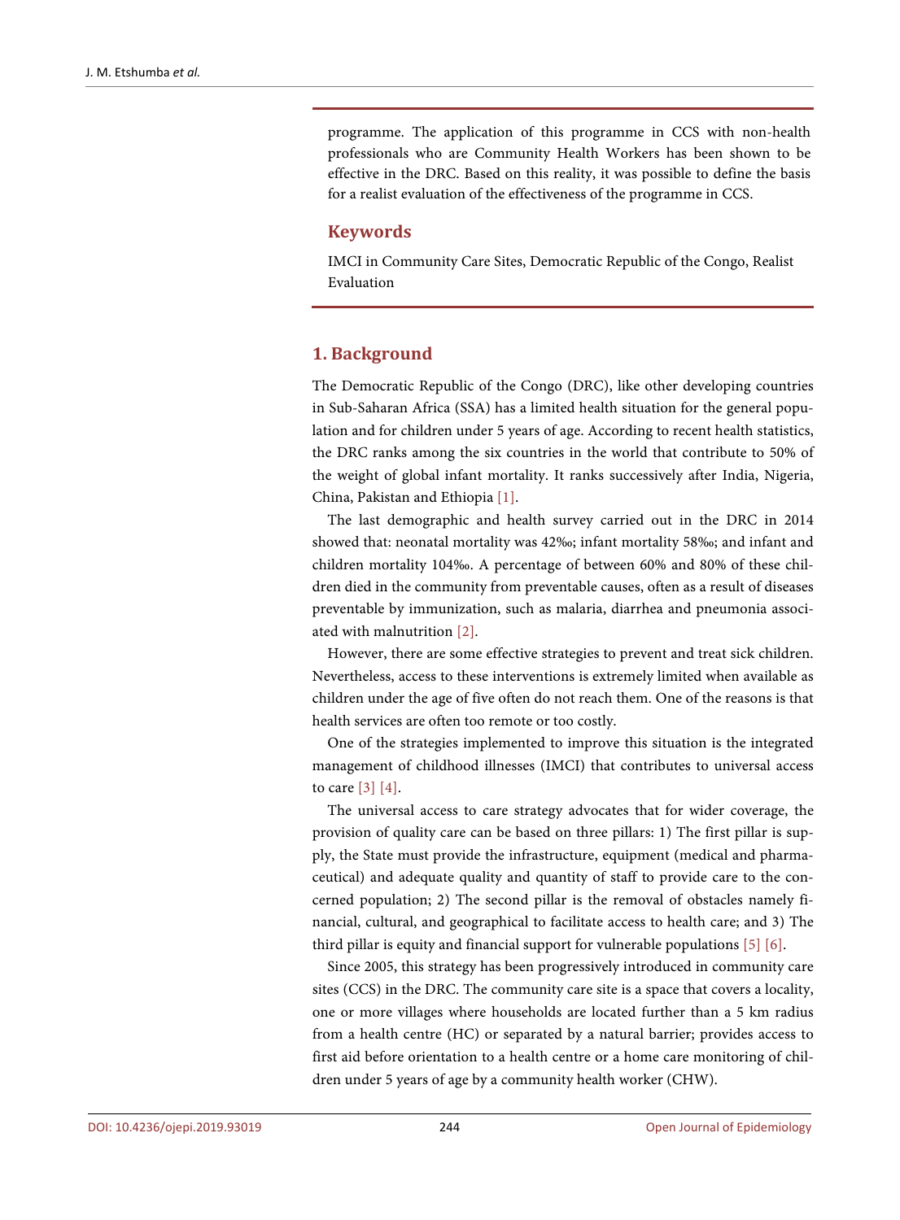programme. The application of this programme in CCS with non-health professionals who are Community Health Workers has been shown to be effective in the DRC. Based on this reality, it was possible to define the basis for a realist evaluation of the effectiveness of the programme in CCS.

## Keywords

IMCI in Community Care Sites, Democratic Republic of the Congo, Realist Evaluation

## 1. Background

The Democratic Republic of the Congo (DRC), like other developing countries in Sub-Saharan Africa (SSA) has a limited health situation for the general population and for children under 5 years of age. According to recent health statistics, the DRC ranks among the six countries in the world that contribute to 50% of the weight of global infant mortality. It ranks successively after India, Nigeria, China, Pakistan and Ethiopia [1].

The last demographic and health survey carried out in the DRC in 2014 showed that: neonatal mortality was 42‰; infant mortality 58‰; and infant and children mortality 104‰. A percentage of between 60% and 80% of these children died in the community from preventable causes, often as a result of diseases preventable by immunization, such as malaria, diarrhea and pneumonia associated with malnutrition [2].

However, there are some effective strategies to prevent and treat sick children. Nevertheless, access to these interventions is extremely limited when available as children under the age of five often do not reach them. One of the reasons is that health services are often too remote or too costly.

One of the strategies implemented to improve this situation is the integrated management of childhood illnesses (IMCI) that contributes to universal access to care [3] [4].

The universal access to care strategy advocates that for wider coverage, the provision of quality care can be based on three pillars: 1) The first pillar is supply, the State must provide the infrastructure, equipment (medical and pharmaceutical) and adequate quality and quantity of staff to provide care to the concerned population; 2) The second pillar is the removal of obstacles namely financial, cultural, and geographical to facilitate access to health care; and 3) The third pillar is equity and financial support for vulnerable populations [5] [6].

Since 2005, this strategy has been progressively introduced in community care sites (CCS) in the DRC. The community care site is a space that covers a locality, one or more villages where households are located further than a 5 km radius from a health centre (HC) or separated by a natural barrier; provides access to first aid before orientation to a health centre or a home care monitoring of children under 5 years of age by a community health worker (CHW).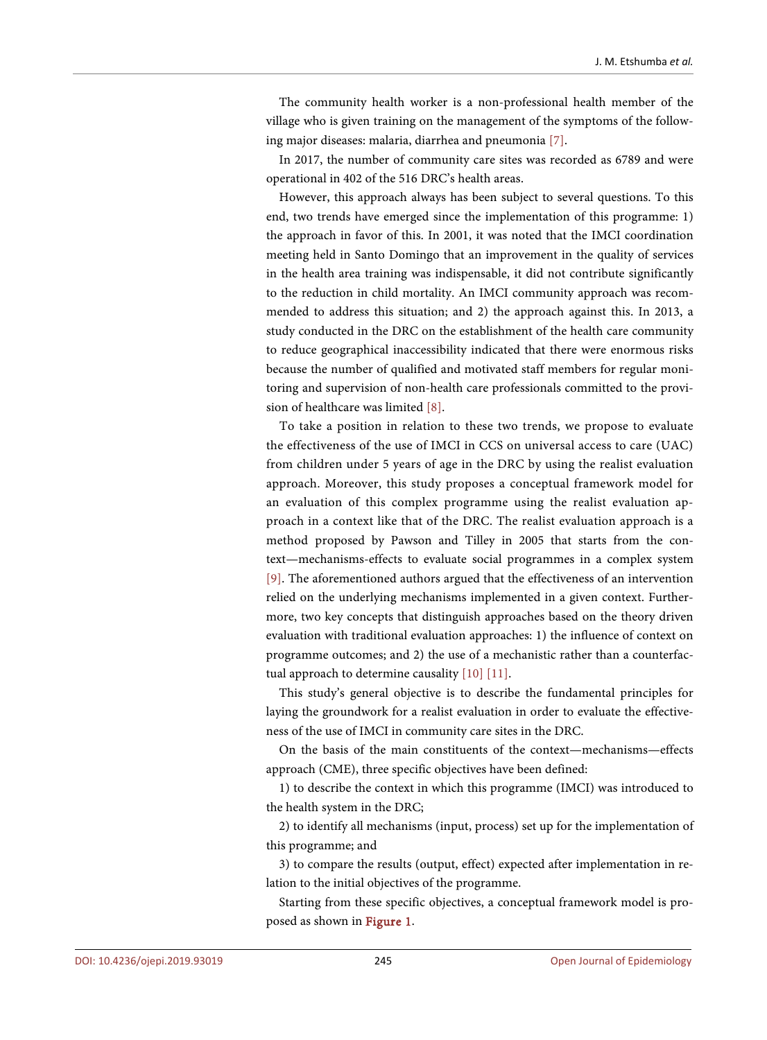The community health worker is a non-professional health member of the village who is given training on the management of the symptoms of the following major diseases: malaria, diarrhea and pneumonia [7].

In 2017, the number of community care sites was recorded as 6789 and were operational in 402 of the 516 DRC's health areas.

However, this approach always has been subject to several questions. To this end, two trends have emerged since the implementation of this programme: 1) the approach in favor of this. In 2001, it was noted that the IMCI coordination meeting held in Santo Domingo that an improvement in the quality of services in the health area training was indispensable, it did not contribute significantly to the reduction in child mortality. An IMCI community approach was recommended to address this situation; and 2) the approach against this. In 2013, a study conducted in the DRC on the establishment of the health care community to reduce geographical inaccessibility indicated that there were enormous risks because the number of qualified and motivated staff members for regular monitoring and supervision of non-health care professionals committed to the provision of healthcare was limited [8].

To take a position in relation to these two trends, we propose to evaluate the effectiveness of the use of IMCI in CCS on universal access to care (UAC) from children under 5 years of age in the DRC by using the realist evaluation approach. Moreover, this study proposes a conceptual framework model for an evaluation of this complex programme using the realist evaluation approach in a context like that of the DRC. The realist evaluation approach is a method proposed by Pawson and Tilley in 2005 that starts from the context—mechanisms-effects to evaluate social programmes in a complex system [9]. The aforementioned authors argued that the effectiveness of an intervention relied on the underlying mechanisms implemented in a given context. Furthermore, two key concepts that distinguish approaches based on the theory driven evaluation with traditional evaluation approaches: 1) the influence of context on programme outcomes; and 2) the use of a mechanistic rather than a counterfactual approach to determine causality [10] [11].

This study's general objective is to describe the fundamental principles for laying the groundwork for a realist evaluation in order to evaluate the effectiveness of the use of IMCI in community care sites in the DRC.

On the basis of the main constituents of the context—mechanisms—effects approach (CME), three specific objectives have been defined:

1) to describe the context in which this programme (IMCI) was introduced to the health system in the DRC;

2) to identify all mechanisms (input, process) set up for the implementation of this programme; and

3) to compare the results (output, effect) expected after implementation in relation to the initial objectives of the programme.

Starting from these specific objectives, a conceptual framework model is proposed as shown in Figure 1.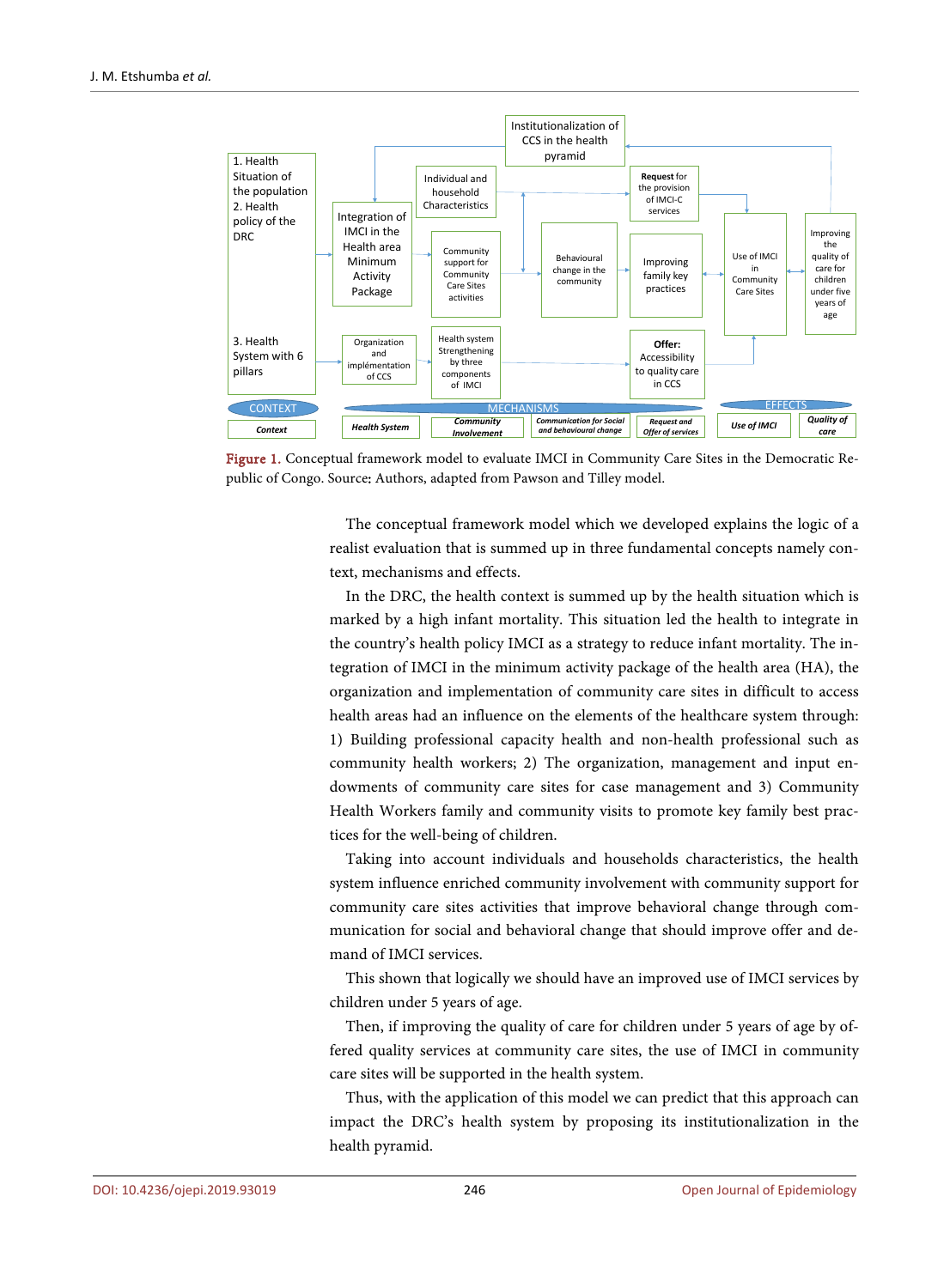Figure 1. Conceptual framework model to evaluate IMCI in Community Care Sites in the Democratic Republic of Congo. Source: Authors, adapted from Pawson and Tilley model.

The conceptual framework model which we developed explains the logic of a realist evaluation that is summed up in three fundamental concepts namely context, mechanisms and effects.

In the DRC, the health context is summed up by the health situation which is marked by a high infant mortality. This situation led the health to integrate in the country's health policy IMCI as a strategy to reduce infant mortality. The integration of IMCI in the minimum activity package of the health area (HA), the organization and implementation of community care sites in difficult to access health areas had an influence on the elements of the healthcare system through: 1) Building professional capacity health and non-health professional such as community health workers; 2) The organization, management and input endowments of community care sites for case management and 3) Community Health Workers family and community visits to promote key family best practices for the well-being of children.

Taking into account individuals and households characteristics, the health system influence enriched community involvement with community support for community care sites activities that improve behavioral change through communication for social and behavioral change that should improve offer and demand of IMCI services.

This shown that logically we should have an improved use of IMCI services by children under 5 years of age.

Then, if improving the quality of care for children under 5 years of age by offered quality services at community care sites, the use of IMCI in community care sites will be supported in the health system.

Thus, with the application of this model we can predict that this approach can impact the DRC's health system by proposing its institutionalization in the health pyramid.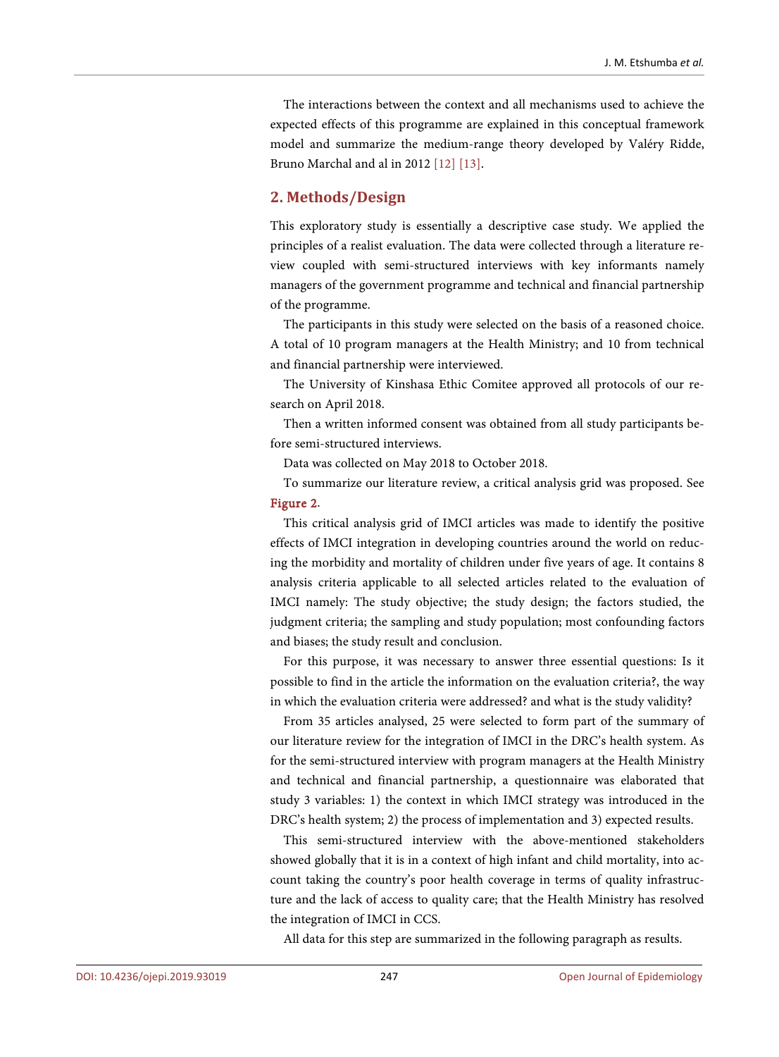The interactions between the context and all mechanisms used to achieve the expected effects of this programme are explained in this conceptual framework model and summarize the medium-range theory developed by Valéry Ridde, Bruno Marchal and al in 2012 [12] [13].

## 2. Methods/Design

This exploratory study is essentially a descriptive case study. We applied the principles of a realist evaluation. The data were collected through a literature review coupled with semi-structured interviews with key informants namely managers of the government programme and technical and financial partnership of the programme.

The participants in this study were selected on the basis of a reasoned choice. A total of 10 program managers at the Health Ministry; and 10 from technical and financial partnership were interviewed.

The University of Kinshasa Ethic Comitee approved all protocols of our research on April 2018.

Then a written informed consent was obtained from all study participants before semi-structured interviews.

Data was collected on May 2018 to October 2018.

To summarize our literature review, a critical analysis grid was proposed. See Figure 2.

This critical analysis grid of IMCI articles was made to identify the positive effects of IMCI integration in developing countries around the world on reducing the morbidity and mortality of children under five years of age. It contains 8 analysis criteria applicable to all selected articles related to the evaluation of IMCI namely: The study objective; the study design; the factors studied, the judgment criteria; the sampling and study population; most confounding factors and biases; the study result and conclusion.

For this purpose, it was necessary to answer three essential questions: Is it possible to find in the article the information on the evaluation criteria?, the way in which the evaluation criteria were addressed? and what is the study validity?

From 35 articles analysed, 25 were selected to form part of the summary of our literature review for the integration of IMCI in the DRC's health system. As for the semi-structured interview with program managers at the Health Ministry and technical and financial partnership, a questionnaire was elaborated that study 3 variables: 1) the context in which IMCI strategy was introduced in the DRC's health system; 2) the process of implementation and 3) expected results.

This semi-structured interview with the above-mentioned stakeholders showed globally that it is in a context of high infant and child mortality, into account taking the country's poor health coverage in terms of quality infrastructure and the lack of access to quality care; that the Health Ministry has resolved the integration of IMCI in CCS.

All data for this step are summarized in the following paragraph as results.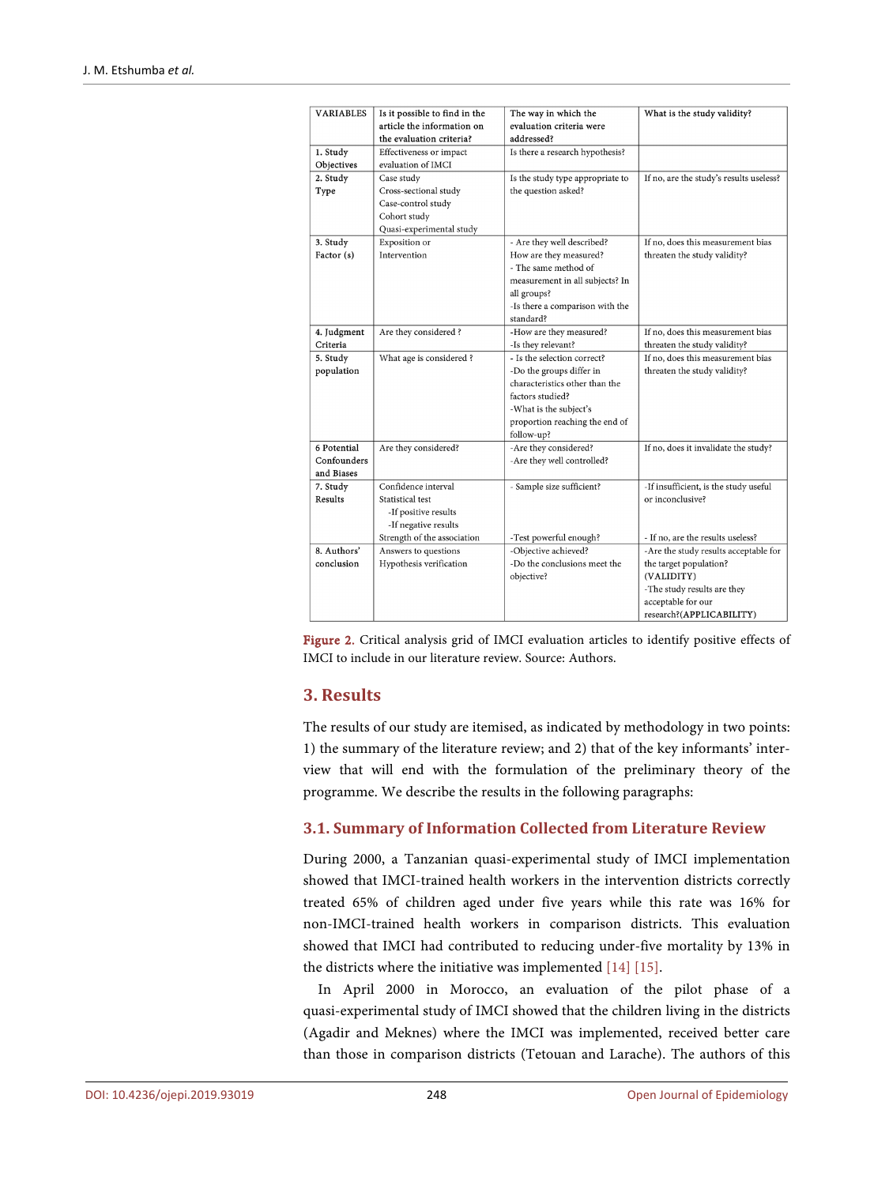| VARIABLES | Is it possible to find in the article the information on the evaluation criteria? | The way in which the evaluation criteria were addressed? | What is the study validity? |
| --- | --- | --- | --- |
| 1. Study Objectives | Effectiveness or impact evaluation of IMCI | Is there a research hypothesis? | |
| 2. Study Type | Case study<br>Cross-sectional study<br>Case-control study<br>Cohort study<br>Quasi-experimental study | Is the study type appropriate to the question asked? | If no, are the study's results useless? |
| 3. Study Factor (s) | Exposition or Intervention | - Are they well described?<br>How are they measured?<br>- The same method of measurement in all subjects? In all groups?<br>-Is there a comparison with the standard? | If no, does this measurement bias threaten the study validity? |
| 4. Judgment Criteria | Are they considered ? | -How are they measured?<br>-Is they relevant? | If no, does this measurement bias threaten the study validity? |
| 5. Study population | What age is considered ? | - Is the selection correct?<br>-Do the groups differ in characteristics other than the factors studied?<br>-What is the subject's proportion reaching the end of follow-up? | If no, does this measurement bias threaten the study validity? |
| 6 Potential Confounders and Biases | Are they considered? | -Are they considered?<br>-Are they well controlled? | If no, does it invalidate the study? |
| 7. Study Results | Confidence interval<br>Statistical test<br>-If positive results<br>-If negative results<br>Strength of the association | - Sample size sufficient?<br><br>-Test powerful enough? | -If insufficient, is the study useful or inconclusive?<br><br>- If no, are the results useless? |
| 8. Authors' conclusion | Answers to questions<br>Hypothesis verification | -Objective achieved?<br>-Do the conclusions meet the objective? | -Are the study results acceptable for the target population? (VALIDITY)<br>-The study results are they acceptable for our research?(APPLICABILITY) |

**Figure 2.** Critical analysis grid of IMCI evaluation articles to identify positive effects of IMCI to include in our literature review. Source: Authors.

## 3. Results

The results of our study are itemised, as indicated by methodology in two points: 1) the summary of the literature review; and 2) that of the key informants' interview that will end with the formulation of the preliminary theory of the programme. We describe the results in the following paragraphs:

### 3.1. Summary of Information Collected from Literature Review

During 2000, a Tanzanian quasi-experimental study of IMCI implementation showed that IMCI-trained health workers in the intervention districts correctly treated 65% of children aged under five years while this rate was 16% for non-IMCI-trained health workers in comparison districts. This evaluation showed that IMCI had contributed to reducing under-five mortality by 13% in the districts where the initiative was implemented [14] [15].

In April 2000 in Morocco, an evaluation of the pilot phase of a quasi-experimental study of IMCI showed that the children living in the districts (Agadir and Meknes) where the IMCI was implemented, received better care than those in comparison districts (Tetouan and Larache). The authors of this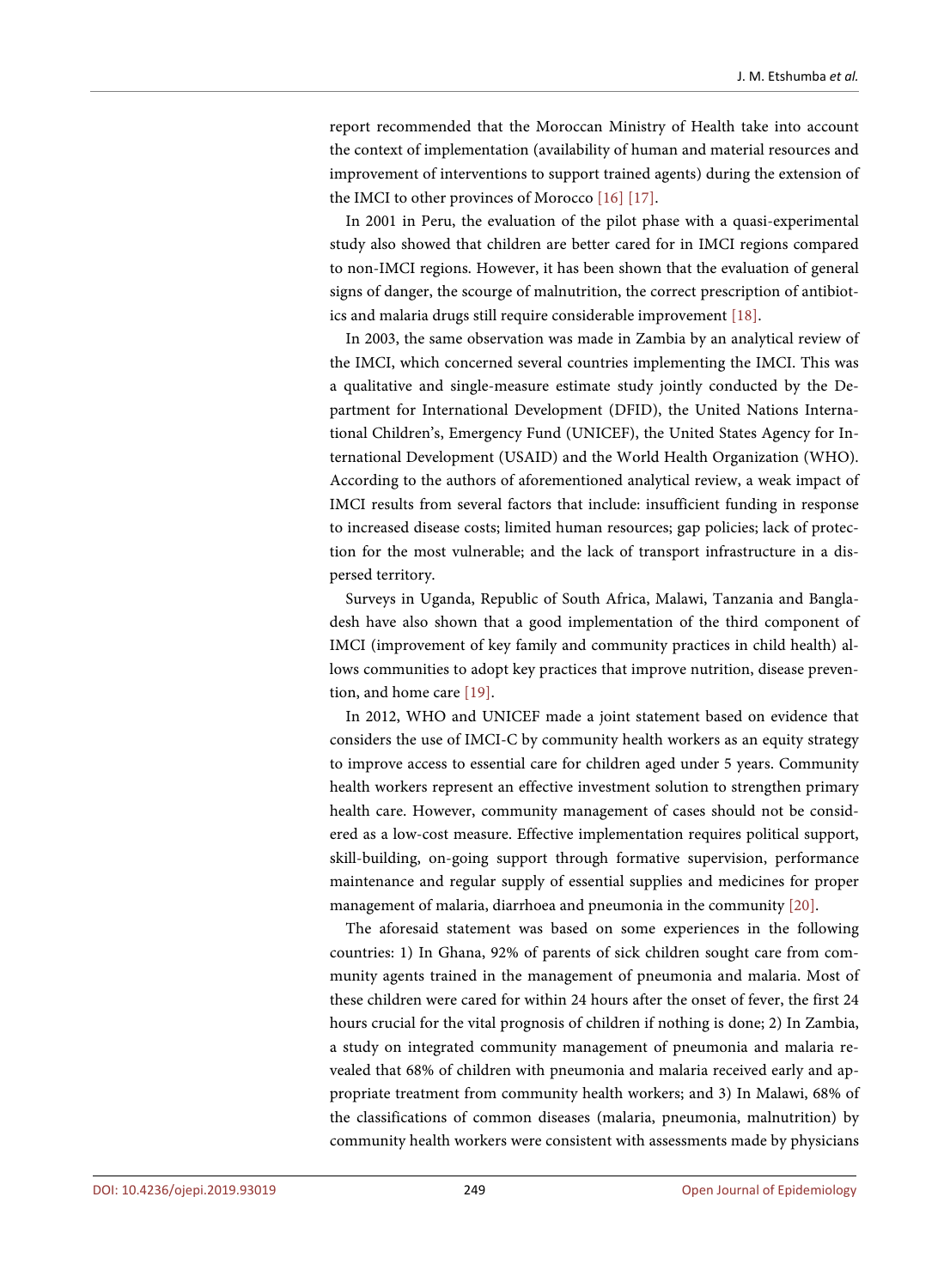report recommended that the Moroccan Ministry of Health take into account the context of implementation (availability of human and material resources and improvement of interventions to support trained agents) during the extension of the IMCI to other provinces of Morocco [16] [17].

In 2001 in Peru, the evaluation of the pilot phase with a quasi-experimental study also showed that children are better cared for in IMCI regions compared to non-IMCI regions. However, it has been shown that the evaluation of general signs of danger, the scourge of malnutrition, the correct prescription of antibiotics and malaria drugs still require considerable improvement [18].

In 2003, the same observation was made in Zambia by an analytical review of the IMCI, which concerned several countries implementing the IMCI. This was a qualitative and single-measure estimate study jointly conducted by the Department for International Development (DFID), the United Nations International Children's, Emergency Fund (UNICEF), the United States Agency for International Development (USAID) and the World Health Organization (WHO). According to the authors of aforementioned analytical review, a weak impact of IMCI results from several factors that include: insufficient funding in response to increased disease costs; limited human resources; gap policies; lack of protection for the most vulnerable; and the lack of transport infrastructure in a dispersed territory.

Surveys in Uganda, Republic of South Africa, Malawi, Tanzania and Bangladesh have also shown that a good implementation of the third component of IMCI (improvement of key family and community practices in child health) allows communities to adopt key practices that improve nutrition, disease prevention, and home care [19].

In 2012, WHO and UNICEF made a joint statement based on evidence that considers the use of IMCI-C by community health workers as an equity strategy to improve access to essential care for children aged under 5 years. Community health workers represent an effective investment solution to strengthen primary health care. However, community management of cases should not be considered as a low-cost measure. Effective implementation requires political support, skill-building, on-going support through formative supervision, performance maintenance and regular supply of essential supplies and medicines for proper management of malaria, diarrhoea and pneumonia in the community [20].

The aforesaid statement was based on some experiences in the following countries: 1) In Ghana, 92% of parents of sick children sought care from community agents trained in the management of pneumonia and malaria. Most of these children were cared for within 24 hours after the onset of fever, the first 24 hours crucial for the vital prognosis of children if nothing is done; 2) In Zambia, a study on integrated community management of pneumonia and malaria revealed that 68% of children with pneumonia and malaria received early and appropriate treatment from community health workers; and 3) In Malawi, 68% of the classifications of common diseases (malaria, pneumonia, malnutrition) by community health workers were consistent with assessments made by physicians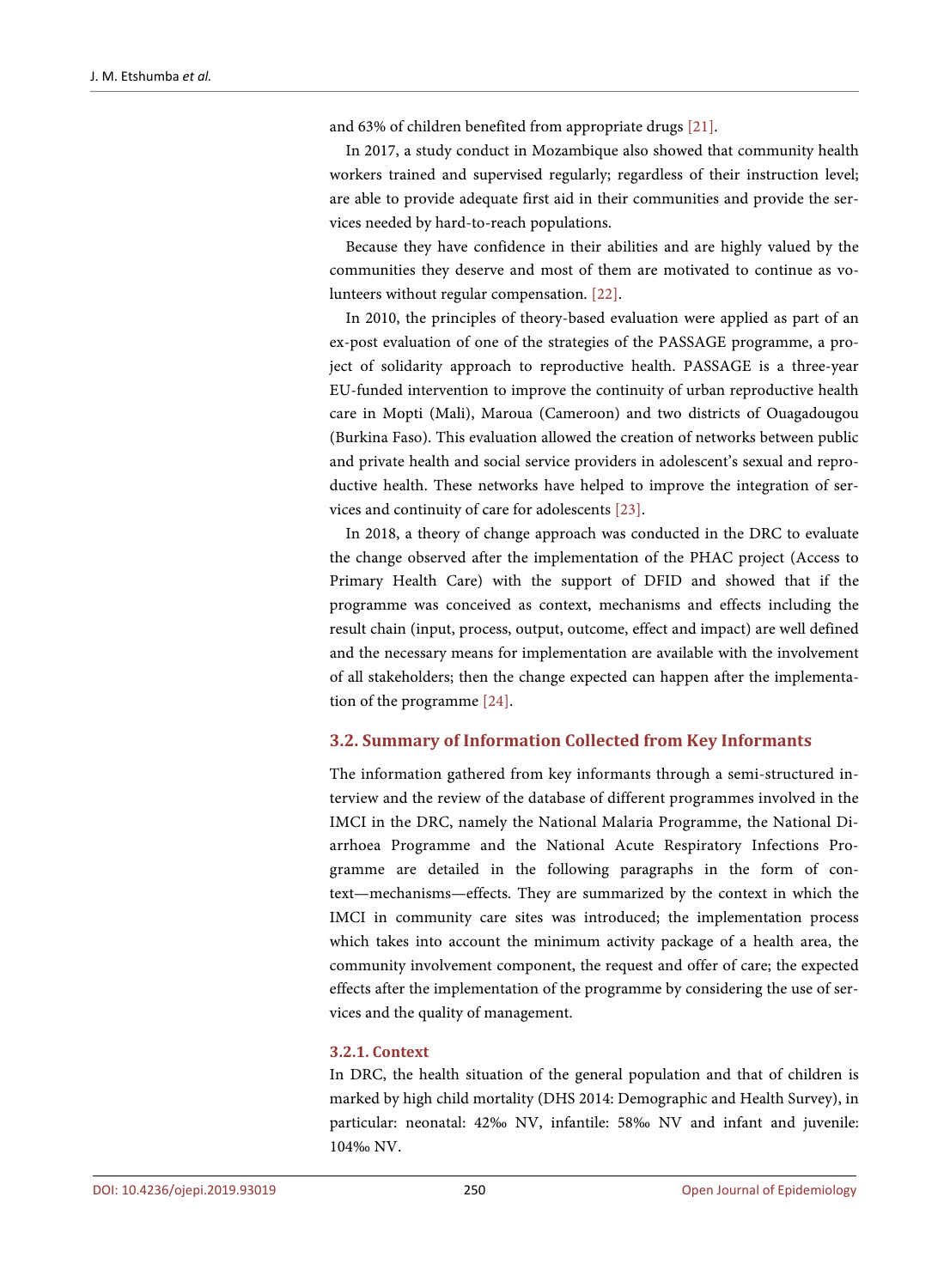and 63% of children benefited from appropriate drugs [21].

In 2017, a study conduct in Mozambique also showed that community health workers trained and supervised regularly; regardless of their instruction level; are able to provide adequate first aid in their communities and provide the services needed by hard-to-reach populations.

Because they have confidence in their abilities and are highly valued by the communities they deserve and most of them are motivated to continue as volunteers without regular compensation. [22].

In 2010, the principles of theory-based evaluation were applied as part of an ex-post evaluation of one of the strategies of the PASSAGE programme, a project of solidarity approach to reproductive health. PASSAGE is a three-year EU-funded intervention to improve the continuity of urban reproductive health care in Mopti (Mali), Maroua (Cameroon) and two districts of Ouagadougou (Burkina Faso). This evaluation allowed the creation of networks between public and private health and social service providers in adolescent's sexual and reproductive health. These networks have helped to improve the integration of services and continuity of care for adolescents [23].

In 2018, a theory of change approach was conducted in the DRC to evaluate the change observed after the implementation of the PHAC project (Access to Primary Health Care) with the support of DFID and showed that if the programme was conceived as context, mechanisms and effects including the result chain (input, process, output, outcome, effect and impact) are well defined and the necessary means for implementation are available with the involvement of all stakeholders; then the change expected can happen after the implementation of the programme [24].

### 3.2. Summary of Information Collected from Key Informants

The information gathered from key informants through a semi-structured interview and the review of the database of different programmes involved in the IMCI in the DRC, namely the National Malaria Programme, the National Diarrhoea Programme and the National Acute Respiratory Infections Programme are detailed in the following paragraphs in the form of context—mechanisms—effects. They are summarized by the context in which the IMCI in community care sites was introduced; the implementation process which takes into account the minimum activity package of a health area, the community involvement component, the request and offer of care; the expected effects after the implementation of the programme by considering the use of services and the quality of management.

#### 3.2.1. Context

In DRC, the health situation of the general population and that of children is marked by high child mortality (DHS 2014: Demographic and Health Survey), in particular: neonatal: 42‰ NV, infantile: 58‰ NV and infant and juvenile: 104‰ NV.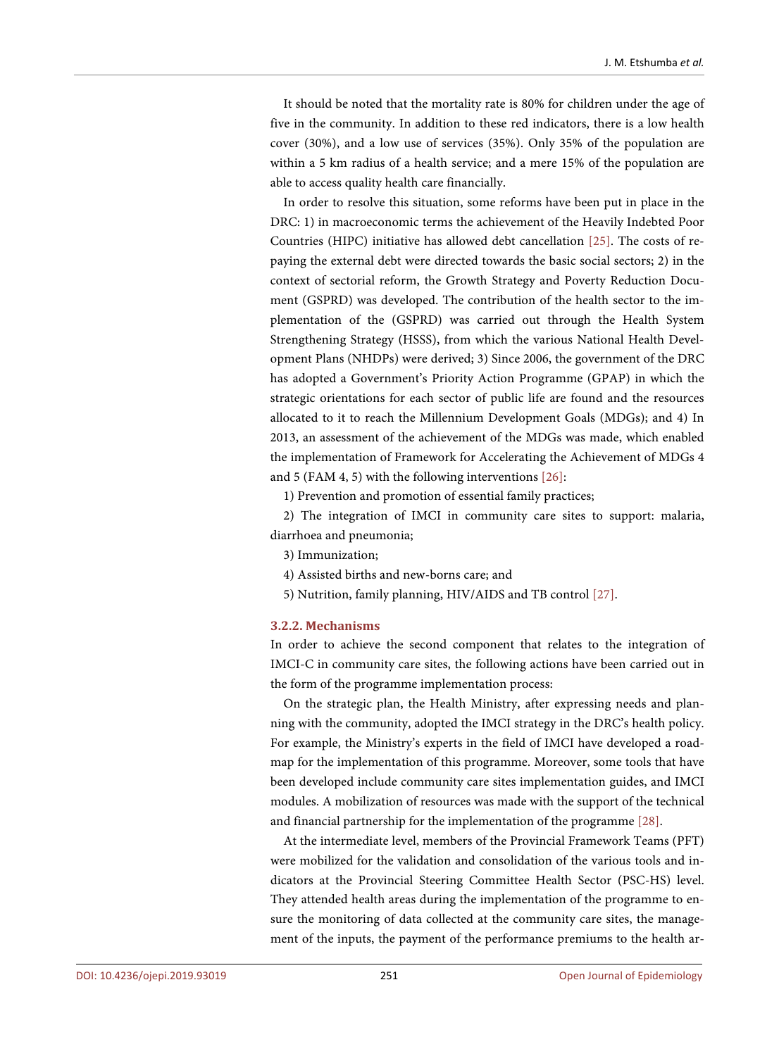It should be noted that the mortality rate is 80% for children under the age of five in the community. In addition to these red indicators, there is a low health cover (30%), and a low use of services (35%). Only 35% of the population are within a 5 km radius of a health service; and a mere 15% of the population are able to access quality health care financially.

In order to resolve this situation, some reforms have been put in place in the DRC: 1) in macroeconomic terms the achievement of the Heavily Indebted Poor Countries (HIPC) initiative has allowed debt cancellation [25]. The costs of repaying the external debt were directed towards the basic social sectors; 2) in the context of sectorial reform, the Growth Strategy and Poverty Reduction Document (GSPRD) was developed. The contribution of the health sector to the implementation of the (GSPRD) was carried out through the Health System Strengthening Strategy (HSSS), from which the various National Health Development Plans (NHDPs) were derived; 3) Since 2006, the government of the DRC has adopted a Government's Priority Action Programme (GPAP) in which the strategic orientations for each sector of public life are found and the resources allocated to it to reach the Millennium Development Goals (MDGs); and 4) In 2013, an assessment of the achievement of the MDGs was made, which enabled the implementation of Framework for Accelerating the Achievement of MDGs 4 and 5 (FAM 4, 5) with the following interventions [26]:

1) Prevention and promotion of essential family practices;

2) The integration of IMCI in community care sites to support: malaria, diarrhoea and pneumonia;

3) Immunization;

4) Assisted births and new-borns care; and

5) Nutrition, family planning, HIV/AIDS and TB control [27].

#### 3.2.2. Mechanisms

In order to achieve the second component that relates to the integration of IMCI-C in community care sites, the following actions have been carried out in the form of the programme implementation process:

On the strategic plan, the Health Ministry, after expressing needs and planning with the community, adopted the IMCI strategy in the DRC's health policy. For example, the Ministry's experts in the field of IMCI have developed a roadmap for the implementation of this programme. Moreover, some tools that have been developed include community care sites implementation guides, and IMCI modules. A mobilization of resources was made with the support of the technical and financial partnership for the implementation of the programme [28].

At the intermediate level, members of the Provincial Framework Teams (PFT) were mobilized for the validation and consolidation of the various tools and indicators at the Provincial Steering Committee Health Sector (PSC-HS) level. They attended health areas during the implementation of the programme to ensure the monitoring of data collected at the community care sites, the management of the inputs, the payment of the performance premiums to the health ar-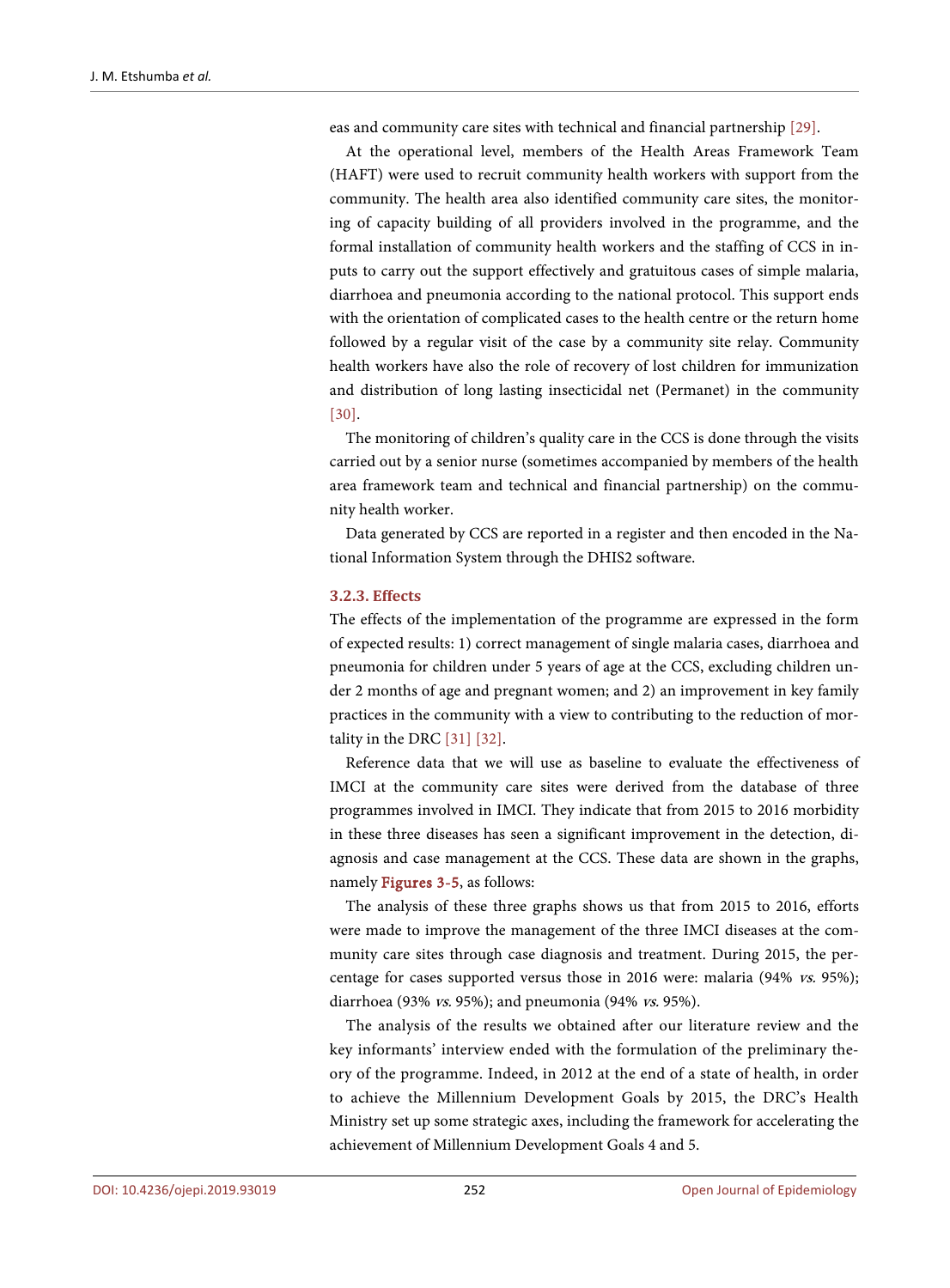eas and community care sites with technical and financial partnership [29].

At the operational level, members of the Health Areas Framework Team (HAFT) were used to recruit community health workers with support from the community. The health area also identified community care sites, the monitoring of capacity building of all providers involved in the programme, and the formal installation of community health workers and the staffing of CCS in inputs to carry out the support effectively and gratuitous cases of simple malaria, diarrhoea and pneumonia according to the national protocol. This support ends with the orientation of complicated cases to the health centre or the return home followed by a regular visit of the case by a community site relay. Community health workers have also the role of recovery of lost children for immunization and distribution of long lasting insecticidal net (Permanet) in the community [30].

The monitoring of children's quality care in the CCS is done through the visits carried out by a senior nurse (sometimes accompanied by members of the health area framework team and technical and financial partnership) on the community health worker.

Data generated by CCS are reported in a register and then encoded in the National Information System through the DHIS2 software.

### 3.2.3. Effects

The effects of the implementation of the programme are expressed in the form of expected results: 1) correct management of single malaria cases, diarrhoea and pneumonia for children under 5 years of age at the CCS, excluding children under 2 months of age and pregnant women; and 2) an improvement in key family practices in the community with a view to contributing to the reduction of mortality in the DRC [31] [32].

Reference data that we will use as baseline to evaluate the effectiveness of IMCI at the community care sites were derived from the database of three programmes involved in IMCI. They indicate that from 2015 to 2016 morbidity in these three diseases has seen a significant improvement in the detection, diagnosis and case management at the CCS. These data are shown in the graphs, namely **Figures 3-5**, as follows:

The analysis of these three graphs shows us that from 2015 to 2016, efforts were made to improve the management of the three IMCI diseases at the community care sites through case diagnosis and treatment. During 2015, the percentage for cases supported versus those in 2016 were: malaria (94% *vs.* 95%); diarrhoea (93% *vs.* 95%); and pneumonia (94% *vs.* 95%).

The analysis of the results we obtained after our literature review and the key informants' interview ended with the formulation of the preliminary theory of the programme. Indeed, in 2012 at the end of a state of health, in order to achieve the Millennium Development Goals by 2015, the DRC's Health Ministry set up some strategic axes, including the framework for accelerating the achievement of Millennium Development Goals 4 and 5.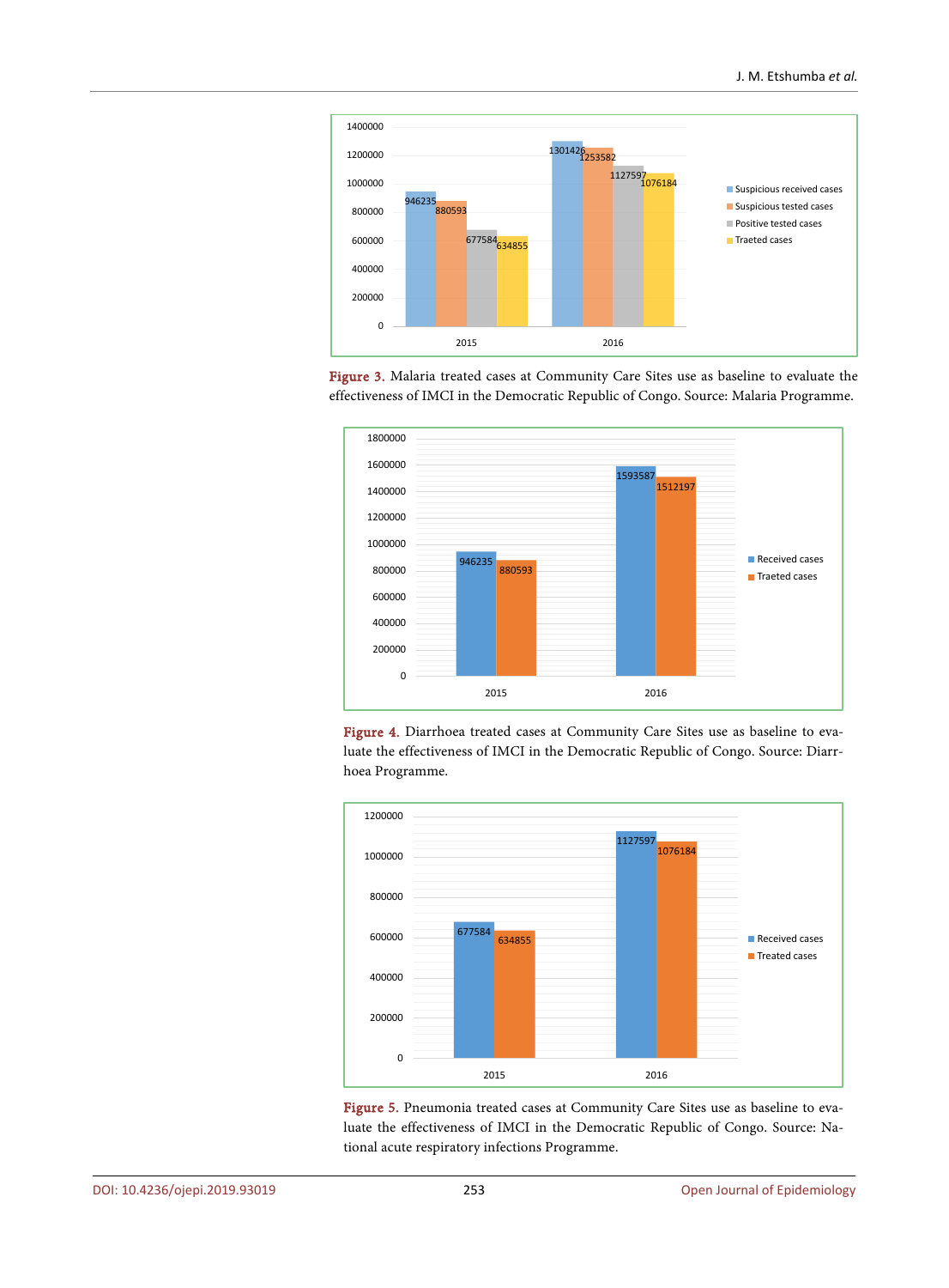Figure 3. Malaria treated cases at Community Care Sites use as baseline to evaluate the effectiveness of IMCI in the Democratic Republic of Congo. Source: Malaria Programme.

Figure 4. Diarrhoea treated cases at Community Care Sites use as baseline to evaluate the effectiveness of IMCI in the Democratic Republic of Congo. Source: Diarrhoea Programme.

Figure 5. Pneumonia treated cases at Community Care Sites use as baseline to evaluate the effectiveness of IMCI in the Democratic Republic of Congo. Source: National acute respiratory infections Programme.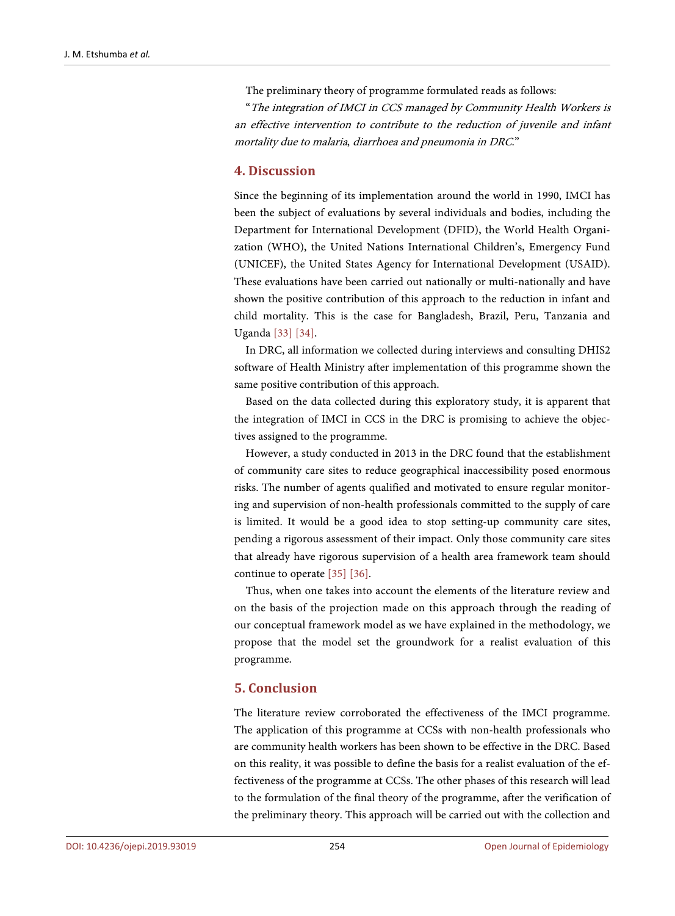The preliminary theory of programme formulated reads as follows:

"*The integration of IMCI in CCS managed by Community Health Workers is an effective intervention to contribute to the reduction of juvenile and infant mortality due to malaria, diarrhoea and pneumonia in DRC.*"

## 4. Discussion

Since the beginning of its implementation around the world in 1990, IMCI has been the subject of evaluations by several individuals and bodies, including the Department for International Development (DFID), the World Health Organization (WHO), the United Nations International Children's, Emergency Fund (UNICEF), the United States Agency for International Development (USAID). These evaluations have been carried out nationally or multi-nationally and have shown the positive contribution of this approach to the reduction in infant and child mortality. This is the case for Bangladesh, Brazil, Peru, Tanzania and Uganda [33] [34].

In DRC, all information we collected during interviews and consulting DHIS2 software of Health Ministry after implementation of this programme shown the same positive contribution of this approach.

Based on the data collected during this exploratory study, it is apparent that the integration of IMCI in CCS in the DRC is promising to achieve the objectives assigned to the programme.

However, a study conducted in 2013 in the DRC found that the establishment of community care sites to reduce geographical inaccessibility posed enormous risks. The number of agents qualified and motivated to ensure regular monitoring and supervision of non-health professionals committed to the supply of care is limited. It would be a good idea to stop setting-up community care sites, pending a rigorous assessment of their impact. Only those community care sites that already have rigorous supervision of a health area framework team should continue to operate [35] [36].

Thus, when one takes into account the elements of the literature review and on the basis of the projection made on this approach through the reading of our conceptual framework model as we have explained in the methodology, we propose that the model set the groundwork for a realist evaluation of this programme.

## 5. Conclusion

The literature review corroborated the effectiveness of the IMCI programme. The application of this programme at CCSs with non-health professionals who are community health workers has been shown to be effective in the DRC. Based on this reality, it was possible to define the basis for a realist evaluation of the effectiveness of the programme at CCSs. The other phases of this research will lead to the formulation of the final theory of the programme, after the verification of the preliminary theory. This approach will be carried out with the collection and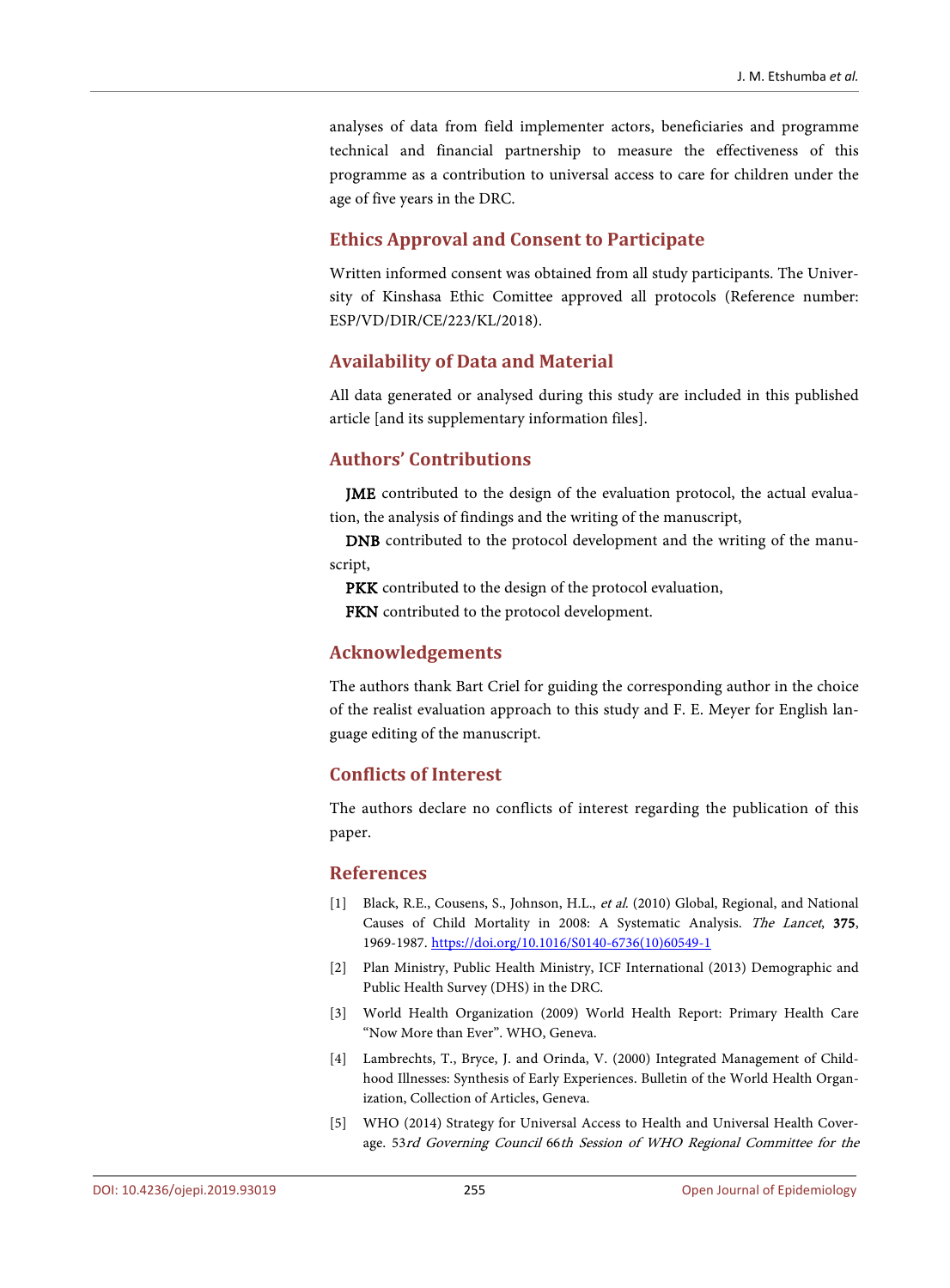analyses of data from field implementer actors, beneficiaries and programme technical and financial partnership to measure the effectiveness of this programme as a contribution to universal access to care for children under the age of five years in the DRC.

## Ethics Approval and Consent to Participate

Written informed consent was obtained from all study participants. The University of Kinshasa Ethic Comittee approved all protocols (Reference number: ESP/VD/DIR/CE/223/KL/2018).

## Availability of Data and Material

All data generated or analysed during this study are included in this published article [and its supplementary information files].

## Authors' Contributions

**JME** contributed to the design of the evaluation protocol, the actual evaluation, the analysis of findings and the writing of the manuscript,

**DNB** contributed to the protocol development and the writing of the manuscript,

**PKK** contributed to the design of the protocol evaluation,

**FKN** contributed to the protocol development.

## Acknowledgements

The authors thank Bart Criel for guiding the corresponding author in the choice of the realist evaluation approach to this study and F. E. Meyer for English language editing of the manuscript.

## Conflicts of Interest

The authors declare no conflicts of interest regarding the publication of this paper.

## References

[1] Black, R.E., Cousens, S., Johnson, H.L., *et al.* (2010) Global, Regional, and National Causes of Child Mortality in 2008: A Systematic Analysis. *The Lancet*, **375**, 1969-1987. https://doi.org/10.1016/S0140-6736(10)60549-1

[2] Plan Ministry, Public Health Ministry, ICF International (2013) Demographic and Public Health Survey (DHS) in the DRC.

[3] World Health Organization (2009) World Health Report: Primary Health Care "Now More than Ever". WHO, Geneva.

[4] Lambrechts, T., Bryce, J. and Orinda, V. (2000) Integrated Management of Childhood Illnesses: Synthesis of Early Experiences. Bulletin of the World Health Organization, Collection of Articles, Geneva.

[5] WHO (2014) Strategy for Universal Access to Health and Universal Health Coverage. 53*rd Governing Council* 66*th Session of WHO Regional Committee for the*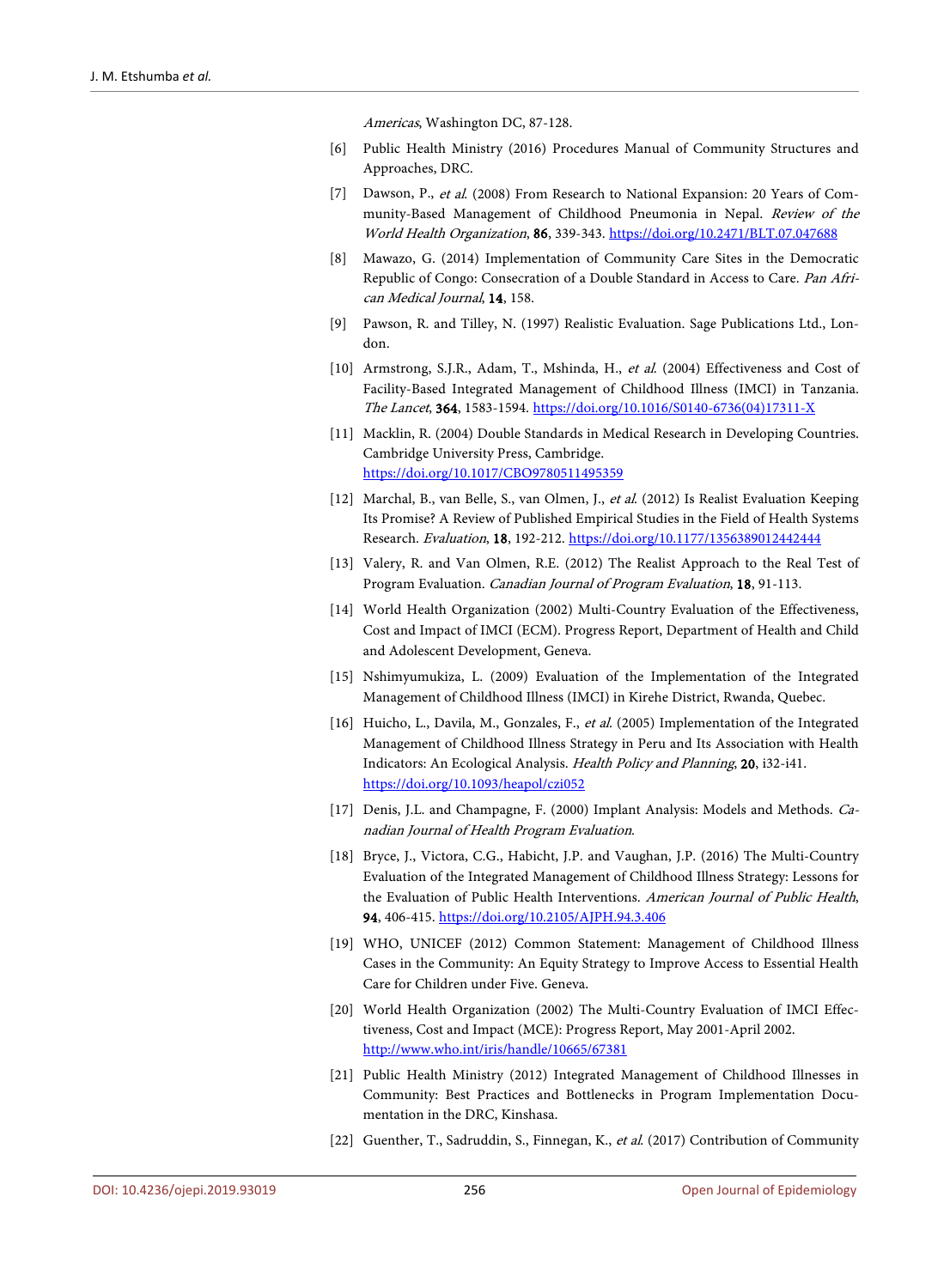*Americas*, Washington DC, 87-128.

[6] Public Health Ministry (2016) Procedures Manual of Community Structures and Approaches, DRC.

[7] Dawson, P., *et al.* (2008) From Research to National Expansion: 20 Years of Community-Based Management of Childhood Pneumonia in Nepal. *Review of the World Health Organization*, **86**, 339-343. https://doi.org/10.2471/BLT.07.047688

[8] Mawazo, G. (2014) Implementation of Community Care Sites in the Democratic Republic of Congo: Consecration of a Double Standard in Access to Care. *Pan African Medical Journal*, **14**, 158.

[9] Pawson, R. and Tilley, N. (1997) Realistic Evaluation. Sage Publications Ltd., London.

[10] Armstrong, S.J.R., Adam, T., Mshinda, H., *et al.* (2004) Effectiveness and Cost of Facility-Based Integrated Management of Childhood Illness (IMCI) in Tanzania. *The Lancet*, **364**, 1583-1594. https://doi.org/10.1016/S0140-6736(04)17311-X

[11] Macklin, R. (2004) Double Standards in Medical Research in Developing Countries. Cambridge University Press, Cambridge. https://doi.org/10.1017/CBO9780511495359

[12] Marchal, B., van Belle, S., van Olmen, J., *et al.* (2012) Is Realist Evaluation Keeping Its Promise? A Review of Published Empirical Studies in the Field of Health Systems Research. *Evaluation*, **18**, 192-212. https://doi.org/10.1177/1356389012442444

[13] Valery, R. and Van Olmen, R.E. (2012) The Realist Approach to the Real Test of Program Evaluation. *Canadian Journal of Program Evaluation*, **18**, 91-113.

[14] World Health Organization (2002) Multi-Country Evaluation of the Effectiveness, Cost and Impact of IMCI (ECM). Progress Report, Department of Health and Child and Adolescent Development, Geneva.

[15] Nshimyumukiza, L. (2009) Evaluation of the Implementation of the Integrated Management of Childhood Illness (IMCI) in Kirehe District, Rwanda, Quebec.

[16] Huicho, L., Davila, M., Gonzales, F., *et al.* (2005) Implementation of the Integrated Management of Childhood Illness Strategy in Peru and Its Association with Health Indicators: An Ecological Analysis. *Health Policy and Planning*, **20**, i32-i41. https://doi.org/10.1093/heapol/czi052

[17] Denis, J.L. and Champagne, F. (2000) Implant Analysis: Models and Methods. *Canadian Journal of Health Program Evaluation*.

[18] Bryce, J., Victora, C.G., Habicht, J.P. and Vaughan, J.P. (2016) The Multi-Country Evaluation of the Integrated Management of Childhood Illness Strategy: Lessons for the Evaluation of Public Health Interventions. *American Journal of Public Health*, **94**, 406-415. https://doi.org/10.2105/AJPH.94.3.406

[19] WHO, UNICEF (2012) Common Statement: Management of Childhood Illness Cases in the Community: An Equity Strategy to Improve Access to Essential Health Care for Children under Five. Geneva.

[20] World Health Organization (2002) The Multi-Country Evaluation of IMCI Effectiveness, Cost and Impact (MCE): Progress Report, May 2001-April 2002. http://www.who.int/iris/handle/10665/67381

[21] Public Health Ministry (2012) Integrated Management of Childhood Illnesses in Community: Best Practices and Bottlenecks in Program Implementation Documentation in the DRC, Kinshasa.

[22] Guenther, T., Sadruddin, S., Finnegan, K., *et al.* (2017) Contribution of Community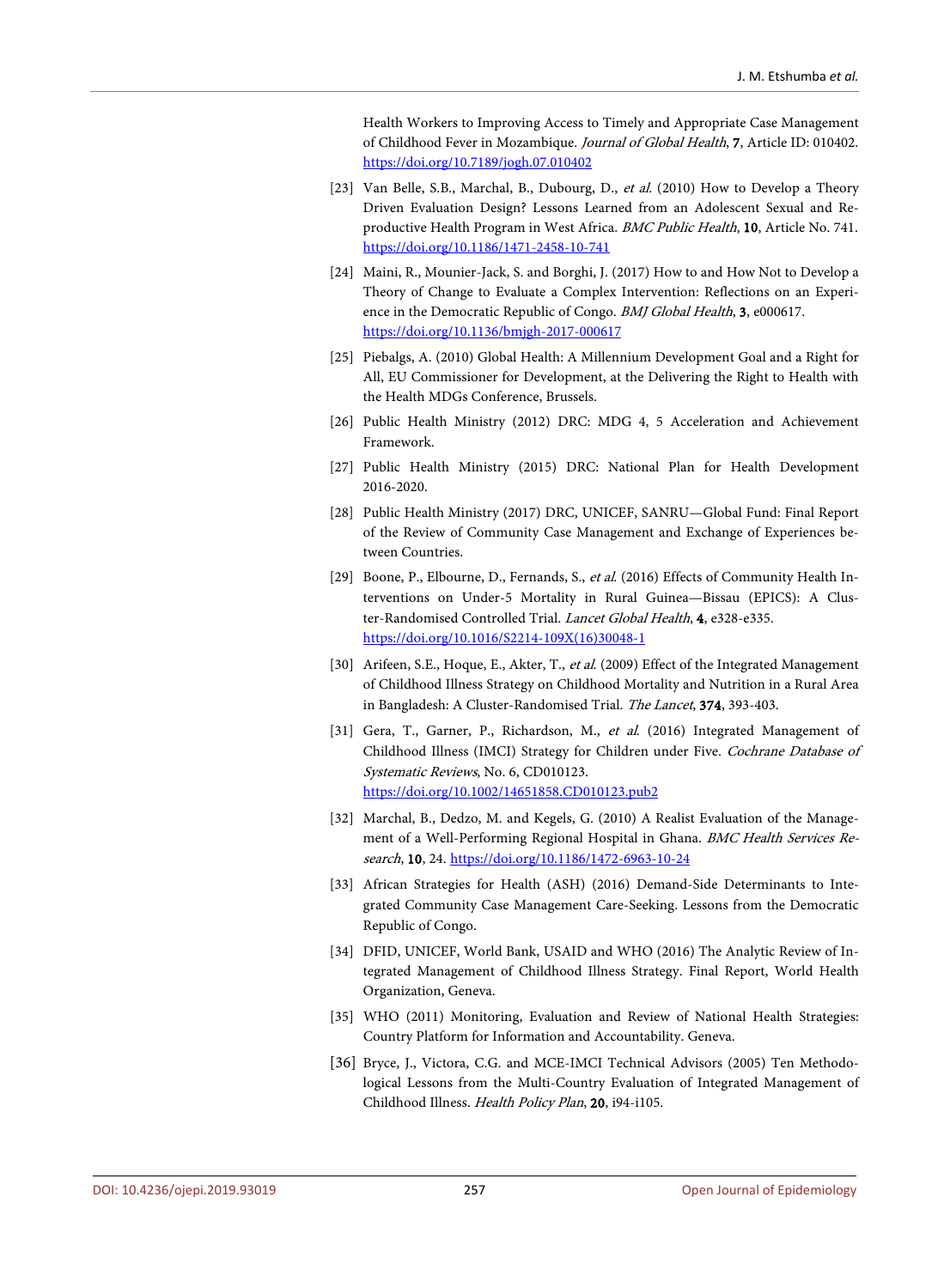Health Workers to Improving Access to Timely and Appropriate Case Management of Childhood Fever in Mozambique. *Journal of Global Health*, **7**, Article ID: 010402. https://doi.org/10.7189/jogh.07.010402

[23] Van Belle, S.B., Marchal, B., Dubourg, D., *et al.* (2010) How to Develop a Theory Driven Evaluation Design? Lessons Learned from an Adolescent Sexual and Reproductive Health Program in West Africa. *BMC Public Health*, **10**, Article No. 741. https://doi.org/10.1186/1471-2458-10-741

[24] Maini, R., Mounier-Jack, S. and Borghi, J. (2017) How to and How Not to Develop a Theory of Change to Evaluate a Complex Intervention: Reflections on an Experience in the Democratic Republic of Congo. *BMJ Global Health*, **3**, e000617. https://doi.org/10.1136/bmjgh-2017-000617

[25] Piebalgs, A. (2010) Global Health: A Millennium Development Goal and a Right for All, EU Commissioner for Development, at the Delivering the Right to Health with the Health MDGs Conference, Brussels.

[26] Public Health Ministry (2012) DRC: MDG 4, 5 Acceleration and Achievement Framework.

[27] Public Health Ministry (2015) DRC: National Plan for Health Development 2016-2020.

[28] Public Health Ministry (2017) DRC, UNICEF, SANRU—Global Fund: Final Report of the Review of Community Case Management and Exchange of Experiences between Countries.

[29] Boone, P., Elbourne, D., Fernands, S., *et al.* (2016) Effects of Community Health Interventions on Under-5 Mortality in Rural Guinea—Bissau (EPICS): A Cluster-Randomised Controlled Trial. *Lancet Global Health*, **4**, e328-e335. https://doi.org/10.1016/S2214-109X(16)30048-1

[30] Arifeen, S.E., Hoque, E., Akter, T., *et al.* (2009) Effect of the Integrated Management of Childhood Illness Strategy on Childhood Mortality and Nutrition in a Rural Area in Bangladesh: A Cluster-Randomised Trial. *The Lancet*, **374**, 393-403.

[31] Gera, T., Garner, P., Richardson, M., *et al.* (2016) Integrated Management of Childhood Illness (IMCI) Strategy for Children under Five. *Cochrane Database of Systematic Reviews*, No. 6, CD010123. https://doi.org/10.1002/14651858.CD010123.pub2

[32] Marchal, B., Dedzo, M. and Kegels, G. (2010) A Realist Evaluation of the Management of a Well-Performing Regional Hospital in Ghana. *BMC Health Services Research*, **10**, 24. https://doi.org/10.1186/1472-6963-10-24

[33] African Strategies for Health (ASH) (2016) Demand-Side Determinants to Integrated Community Case Management Care-Seeking. Lessons from the Democratic Republic of Congo.

[34] DFID, UNICEF, World Bank, USAID and WHO (2016) The Analytic Review of Integrated Management of Childhood Illness Strategy. Final Report, World Health Organization, Geneva.

[35] WHO (2011) Monitoring, Evaluation and Review of National Health Strategies: Country Platform for Information and Accountability. Geneva.

[36] Bryce, J., Victora, C.G. and MCE-IMCI Technical Advisors (2005) Ten Methodological Lessons from the Multi-Country Evaluation of Integrated Management of Childhood Illness. *Health Policy Plan*, **20**, i94-i105.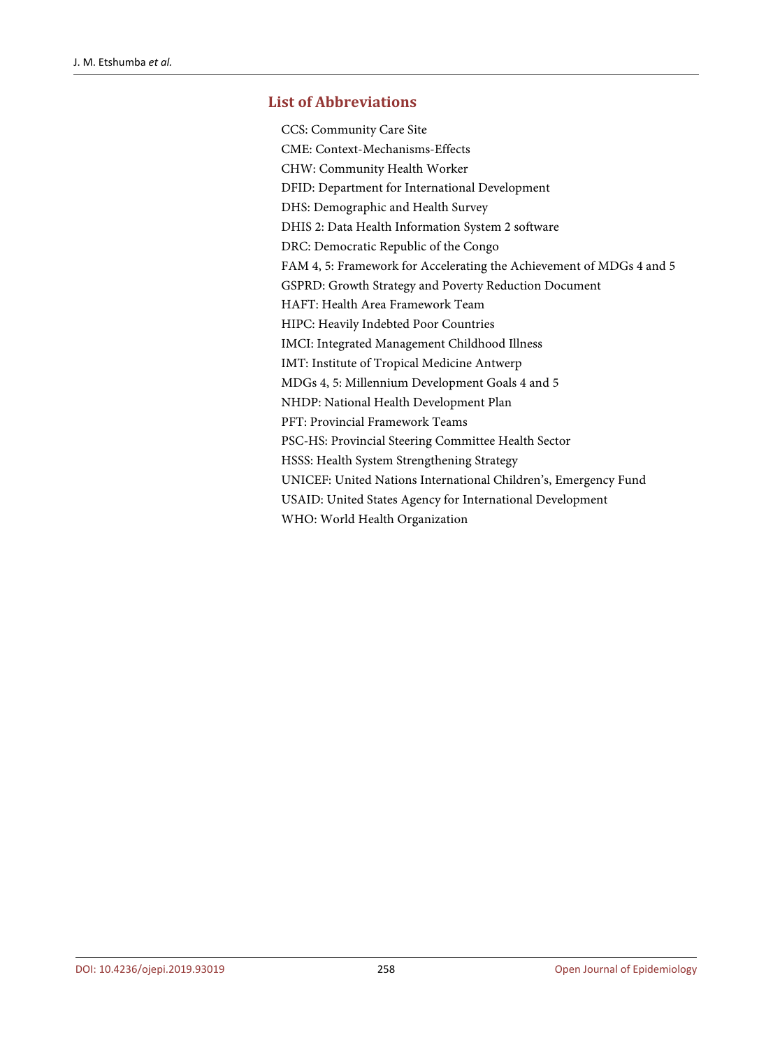## List of Abbreviations

CCS: Community Care Site
CME: Context-Mechanisms-Effects
CHW: Community Health Worker
DFID: Department for International Development
DHS: Demographic and Health Survey
DHIS 2: Data Health Information System 2 software
DRC: Democratic Republic of the Congo
FAM 4, 5: Framework for Accelerating the Achievement of MDGs 4 and 5
GSPRD: Growth Strategy and Poverty Reduction Document
HAFT: Health Area Framework Team
HIPC: Heavily Indebted Poor Countries
IMCI: Integrated Management Childhood Illness
IMT: Institute of Tropical Medicine Antwerp
MDGs 4, 5: Millennium Development Goals 4 and 5
NHDP: National Health Development Plan
PFT: Provincial Framework Teams
PSC-HS: Provincial Steering Committee Health Sector
HSSS: Health System Strengthening Strategy
UNICEF: United Nations International Children's, Emergency Fund
USAID: United States Agency for International Development
WHO: World Health Organization